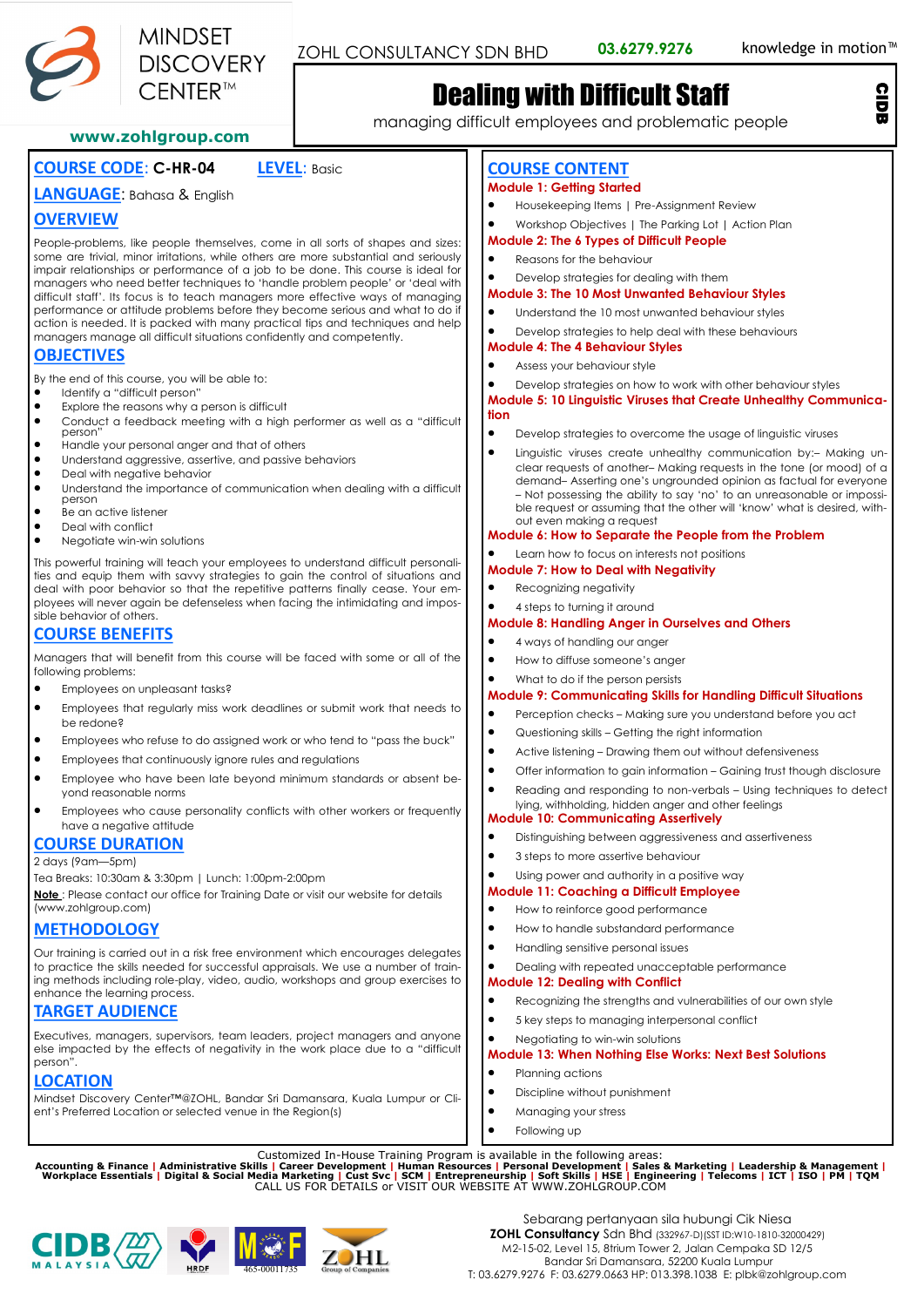MINDSET DISCOVERY CENTER™

www.zohlgroup.com

ZOHL CONSULTANCY SDN BHD 03.6279.9276 knowledge in motion™

# Dealing with Difficult Staff

managing difficult employees and problematic people

CIDB

## COURSE CODE: C-HR-04

**LEVEL**: Basic

**LANGUAGE**: Bahasa & English

## OVERVIEW

People-problems, like people themselves, come in all sorts of shapes and sizes: some are trivial, minor irritations, while others are more substantial and seriously impair relationships or performance of a job to be done. This course is ideal for managers who need better techniques to 'handle problem people' or 'deal with difficult staff'. Its focus is to teach managers more effective ways of managing performance or attitude problems before they become serious and what to do if action is needed. It is packed with many practical tips and techniques and help managers manage all difficult situations confidently and competently.

## OBJECTIVES

By the end of this course, you will be able to:

- Identify a "difficult person"
- Explore the reasons why a person is difficult
- Conduct a feedback meeting with a high performer as well as a "difficult person"
- Handle your personal anger and that of others
- Understand aggressive, assertive, and passive behaviors
- Deal with negative behavior
- Understand the importance of communication when dealing with a difficult person
- Be an active listener
- Deal with conflict
- Negotiate win-win solutions

This powerful training will teach your employees to understand difficult personalities and equip them with savvy strategies to gain the control of situations and deal with poor behavior so that the repetitive patterns finally cease. Your employees will never again be defenseless when facing the intimidating and impossible behavior of others.

## COURSE BENEFITS

Managers that will benefit from this course will be faced with some or all of the following problems:

- Employees on unpleasant tasks?
- Employees that regularly miss work deadlines or submit work that needs to be redone?
- Employees who refuse to do assigned work or who tend to "pass the buck"
- Employees that continuously ignore rules and regulations
- Employee who have been late beyond minimum standards or absent beyond reasonable norms
- Employees who cause personality conflicts with other workers or frequently have a negative attitude

## COURSE DURATION

2 days (9am—5pm)

Tea Breaks: 10:30am & 3:30pm | Lunch: 1:00pm-2:00pm

**Note** : Please contact our office for Training Date or visit our website for details (www.zohlgroup.com)

## METHODOLOGY

Our training is carried out in a risk free environment which encourages delegates to practice the skills needed for successful appraisals. We use a number of training methods including role-play, video, audio, workshops and group exercises to enhance the learning process.

## TARGET AUDIENCE

Executives, managers, supervisors, team leaders, project managers and anyone else impacted by the effects of negativity in the work place due to a "difficult person".

## LOCATION

Mindset Discovery Center™@ZOHL, Bandar Sri Damansara, Kuala Lumpur or Client's Preferred Location or selected venue in the Region(s)

## COURSE CONTENT

### Module 1: Getting Started

- Housekeeping Items | Pre-Assignment Review
- Workshop Objectives | The Parking Lot | Action Plan

### Module 2: The 6 Types of Difficult People

- Reasons for the behaviour
- Develop strategies for dealing with them

### Module 3: The 10 Most Unwanted Behaviour Styles

- Understand the 10 most unwanted behaviour styles
- Develop strategies to help deal with these behaviours

### Module 4: The 4 Behaviour Styles

- Assess your behaviour style
- Develop strategies on how to work with other behaviour styles

### Module 5: 10 Linguistic Viruses that Create Unhealthy Communication

- Develop strategies to overcome the usage of linguistic viruses
- Linguistic viruses create unhealthy communication by:– Making unclear requests of another– Making requests in the tone (or mood) of a demand– Asserting one's ungrounded opinion as factual for everyone – Not possessing the ability to say 'no' to an unreasonable or impossible request or assuming that the other will 'know' what is desired, without even making a request

### Module 6: How to Separate the People from the Problem

- Learn how to focus on interests not positions

### Module 7: How to Deal with Negativity

- Recognizing negativity
- 4 steps to turning it around

### Module 8: Handling Anger in Ourselves and Others

- 4 ways of handling our anger
- How to diffuse someone's anger
- What to do if the person persists

### Module 9: Communicating Skills for Handling Difficult Situations

- Perception checks – Making sure you understand before you act
- Questioning skills – Getting the right information
- Active listening – Drawing them out without defensiveness
- Offer information to gain information – Gaining trust though disclosure
- Reading and responding to non-verbals – Using techniques to detect lying, withholding, hidden anger and other feelings

### Module 10: Communicating Assertively

- Distinguishing between aggressiveness and assertiveness
- 3 steps to more assertive behaviour
- Using power and authority in a positive way

### Module 11: Coaching a Difficult Employee

- How to reinforce good performance
- How to handle substandard performance
- Handling sensitive personal issues
- Dealing with repeated unacceptable performance

### Module 12: Dealing with Conflict

- Recognizing the strengths and vulnerabilities of our own style
- 5 key steps to managing interpersonal conflict
- Negotiating to win-win solutions

### Module 13: When Nothing Else Works: Next Best Solutions

- Planning actions
- Discipline without punishment
- Managing your stress
- Following up

Customized In-House Training Program is available in the following areas:
**Accounting & Finance | Administrative Skills | Career Development | Human Resources | Personal Development | Sales & Marketing | Leadership & Management | Workplace Essentials | Digital & Social Media Marketing | Cust Svc | SCM | Entrepreneurship | Soft Skills | HSE | Engineering | Telecoms | ICT | ISO | PM | TQM**
CALL US FOR DETAILS or VISIT OUR WEBSITE AT WWW.ZOHLGROUP.COM

CIDB MALAYSIA | HRDF | MSF 465-00011735 | ZOHL Group of Companies

Sebarang pertanyaan sila hubungi Cik Niesa
**ZOHL Consultancy** Sdn Bhd (332967-D)(SST ID:W10-1810-32000429)
M2-15-02, Level 15, 8trium Tower 2, Jalan Cempaka SD 12/5
Bandar Sri Damansara, 52200 Kuala Lumpur
T: 03.6279.9276 F: 03.6279.0663 HP: 013.398.1038 E: plbk@zohlgroup.com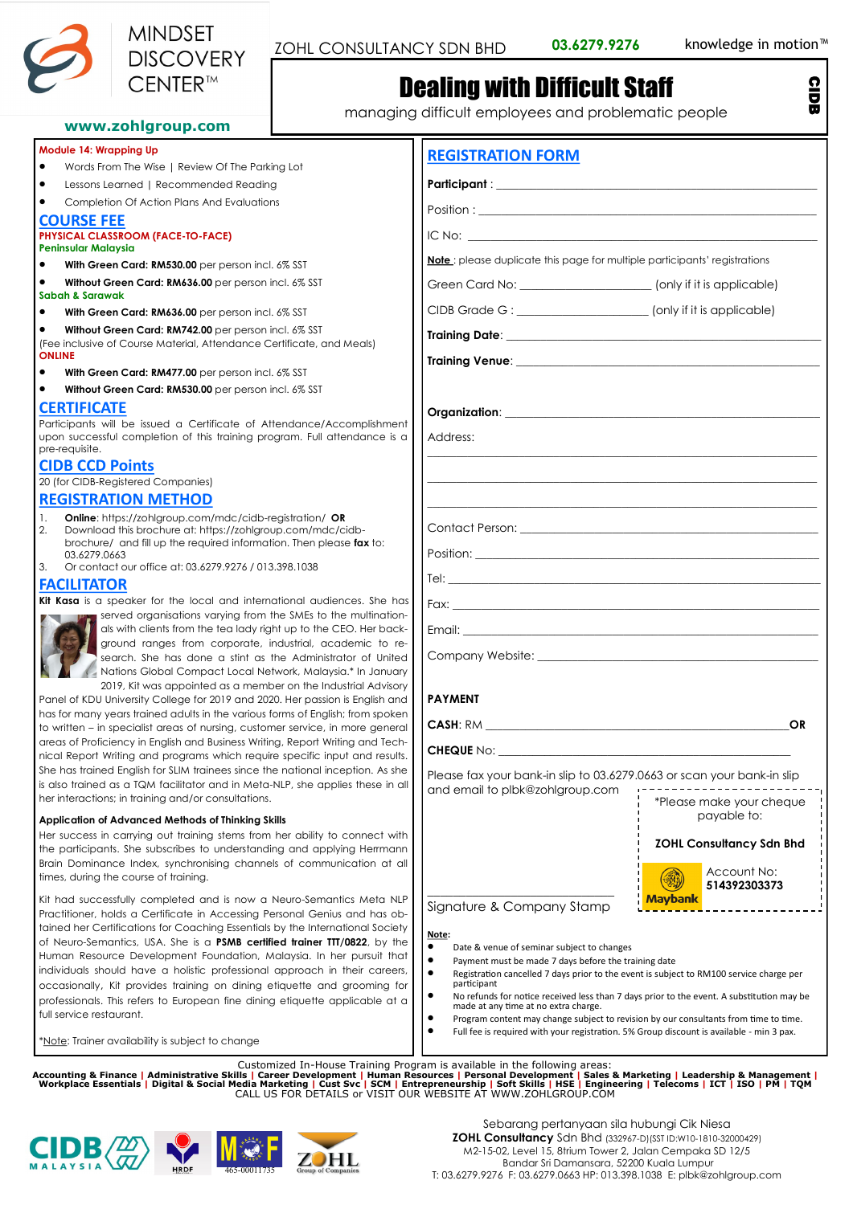MINDSET DISCOVERY CENTER™

www.zohlgroup.com

ZOHL CONSULTANCY SDN BHD 03.6279.9276 knowledge in motion™

# Dealing with Difficult Staff

managing difficult employees and problematic people

CIDB

**Module 14: Wrapping Up**

- Words From The Wise | Review Of The Parking Lot
- Lessons Learned | Recommended Reading
- Completion Of Action Plans And Evaluations

## COURSE FEE

**PHYSICAL CLASSROOM (FACE-TO-FACE)**

**Peninsular Malaysia**

- **With Green Card: RM530.00** per person incl. 6% SST
- **Without Green Card: RM636.00** per person incl. 6% SST

**Sabah & Sarawak**

- **With Green Card: RM636.00** per person incl. 6% SST
- **Without Green Card: RM742.00** per person incl. 6% SST

(Fee inclusive of Course Material, Attendance Certificate, and Meals)

**ONLINE**

- **With Green Card: RM477.00** per person incl. 6% SST
- **Without Green Card: RM530.00** per person incl. 6% SST

## CERTIFICATE

Participants will be issued a Certificate of Attendance/Accomplishment upon successful completion of this training program. Full attendance is a pre-requisite.

## CIDB CCD Points

20 (for CIDB-Registered Companies)

## REGISTRATION METHOD

1. **Online**: https://zohlgroup.com/mdc/cidb-registration/ **OR**
2. Download this brochure at: https://zohlgroup.com/mdc/cidb-brochure/ and fill up the required information. Then please **fax** to: 03.6279.0663
3. Or contact our office at: 03.6279.9276 / 013.398.1038

## FACILITATOR

**Kit Kasa** is a speaker for the local and international audiences. She has served organisations varying from the SMEs to the multinationals with clients from the tea lady right up to the CEO. Her background ranges from corporate, industrial, academic to research. She has done a stint as the Administrator of United Nations Global Compact Local Network, Malaysia.* In January 2019, Kit was appointed as a member on the Industrial Advisory Panel of KDU University College for 2019 and 2020. Her passion is English and has for many years trained adults in the various forms of English; from spoken to written – in specialist areas of nursing, customer service, in more general areas of Proficiency in English and Business Writing, Report Writing and Technical Report Writing and programs which require specific input and results. She has trained English for SLIM trainees since the national inception. As she is also trained as a TQM facilitator and in Meta-NLP, she applies these in all her interactions; in training and/or consultations.

**Application of Advanced Methods of Thinking Skills**

Her success in carrying out training stems from her ability to connect with the participants. She subscribes to understanding and applying Herrmann Brain Dominance Index, synchronising channels of communication at all times, during the course of training.

Kit had successfully completed and is now a Neuro-Semantics Meta NLP Practitioner, holds a Certificate in Accessing Personal Genius and has obtained her Certifications for Coaching Essentials by the International Society of Neuro-Semantics, USA. She is a **PSMB certified trainer TTT/0822**, by the Human Resource Development Foundation, Malaysia. In her pursuit that individuals should have a holistic professional approach in their careers, occasionally, Kit provides training on dining etiquette and grooming for professionals. This refers to European fine dining etiquette applicable at a full service restaurant.

*Note: Trainer availability is subject to change

## REGISTRATION FORM

**Participant** : ______________________

Position : ______________________

IC No: ______________________

Note : please duplicate this page for multiple participants' registrations

Green Card No: ______________ (only if it is applicable)

CIDB Grade G : ______________ (only if it is applicable)

**Training Date**: ______________________

**Training Venue**: ______________________

**Organization**: ______________________

Address: ______________________

Contact Person: ______________________

Position: ______________________

Tel: ______________________

Fax: ______________________

Email: ______________________

Company Website: ______________________

**PAYMENT**

**CASH**: RM ______________________ **OR**

**CHEQUE** No: ______________________

Please fax your bank-in slip to 03.6279.0663 or scan your bank-in slip and email to plbk@zohlgroup.com

*Please make your cheque payable to:

**ZOHL Consultancy Sdn Bhd**

Maybank Account No: **514392303373**

Signature & Company Stamp

**Note:**

- Date & venue of seminar subject to changes
- Payment must be made 7 days before the training date
- Registration cancelled 7 days prior to the event is subject to RM100 service charge per participant
- No refunds for notice received less than 7 days prior to the event. A substitution may be made at any time at no extra charge.
- Program content may change subject to revision by our consultants from time to time.
- Full fee is required with your registration. 5% Group discount is available - min 3 pax.

Customized In-House Training Program is available in the following areas:

**Accounting & Finance** | **Administrative Skills** | **Career Development** | **Human Resources** | **Personal Development** | **Sales & Marketing** | **Leadership & Management** | **Workplace Essentials** | **Digital & Social Media Marketing** | **Cust Svc** | **SCM** | **Entrepreneurship** | **Soft Skills** | **HSE** | **Engineering** | **Telecoms** | **ICT** | **ISO** | **PM** | **TQM**

CALL US FOR DETAILS or VISIT OUR WEBSITE AT WWW.ZOHLGROUP.COM

CIDB MALAYSIA | HRDF | MOF 465-00011735 | ZOHL Group of Companies

Sebarang pertanyaan sila hubungi Cik Niesa

**ZOHL Consultancy** Sdn Bhd (332967-D)(SST ID:W10-1810-32000429)

M2-15-02, Level 15, 8trium Tower 2, Jalan Cempaka SD 12/5

Bandar Sri Damansara, 52200 Kuala Lumpur

T: 03.6279.9276 F: 03.6279.0663 HP: 013.398.1038 E: plbk@zohlgroup.com